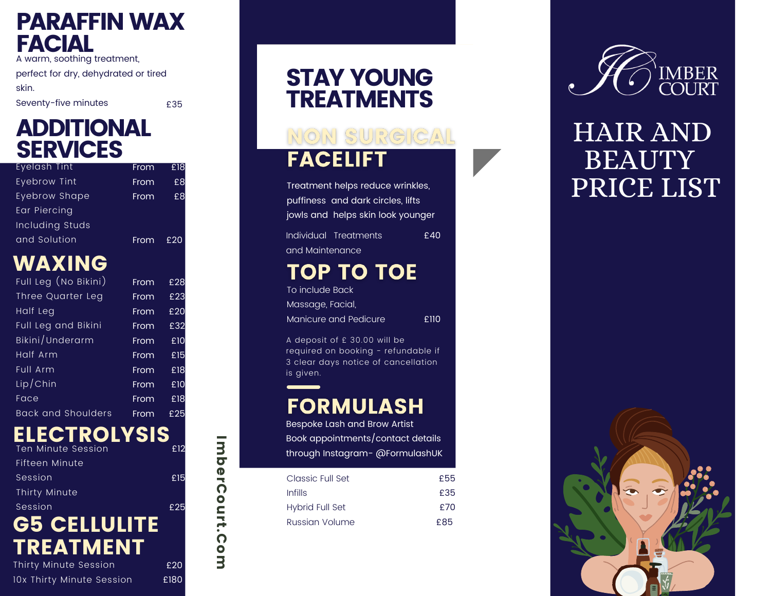# PARAFFIN WAX FACIAL

A warm, soothing treatment, perfect for dry, dehydrated or tired skin.

| | |
|---|---|
| Seventy-five minutes | £35 |

# ADDITIONAL SERVICES

| | | |
|---|---|---|
| Eyelash Tint | From | £18 |
| Eyebrow Tint | From | £8 |
| Eyebrow Shape | From | £8 |
| Ear Piercing Including Studs and Solution | From | £20 |

# WAXING

| | | |
|---|---|---|
| Full Leg (No Bikini) | From | £28 |
| Three Quarter Leg | From | £23 |
| Half Leg | From | £20 |
| Full Leg and Bikini | From | £32 |
| Bikini/Underarm | From | £10 |
| Half Arm | From | £15 |
| Full Arm | From | £18 |
| Lip/Chin | From | £10 |
| Face | From | £18 |
| Back and Shoulders | From | £25 |

# ELECTROLYSIS

| | |
|---|---|
| Ten Minute Session | £12 |
| Fifteen Minute Session | £15 |
| Thirty Minute Session | £25 |

# G5 CELLULITE TREATMENT

| | |
|---|---|
| Thirty Minute Session | £20 |
| 10x Thirty Minute Session | £180 |

ImberCourt.Com

# STAY YOUNG TREATMENTS

## NON SURGICAL FACELIFT

Treatment helps reduce wrinkles, puffiness and dark circles, lifts jowls and helps skin look younger

| | |
|---|---|
| Individual Treatments and Maintenance | £40 |

## TOP TO TOE

To include Back Massage, Facial, Manicure and Pedicure £110

A deposit of £ 30.00 will be required on booking - refundable if 3 clear days notice of cancellation is given.

## FORMULASH

Bespoke Lash and Brow Artist
Book appointments/contact details through Instagram- @FormulashUK

| | |
|---|---|
| Classic Full Set | £55 |
| Infills | £35 |
| Hybrid Full Set | £70 |
| Russian Volume | £85 |

IMBER COURT

# HAIR AND BEAUTY PRICE LIST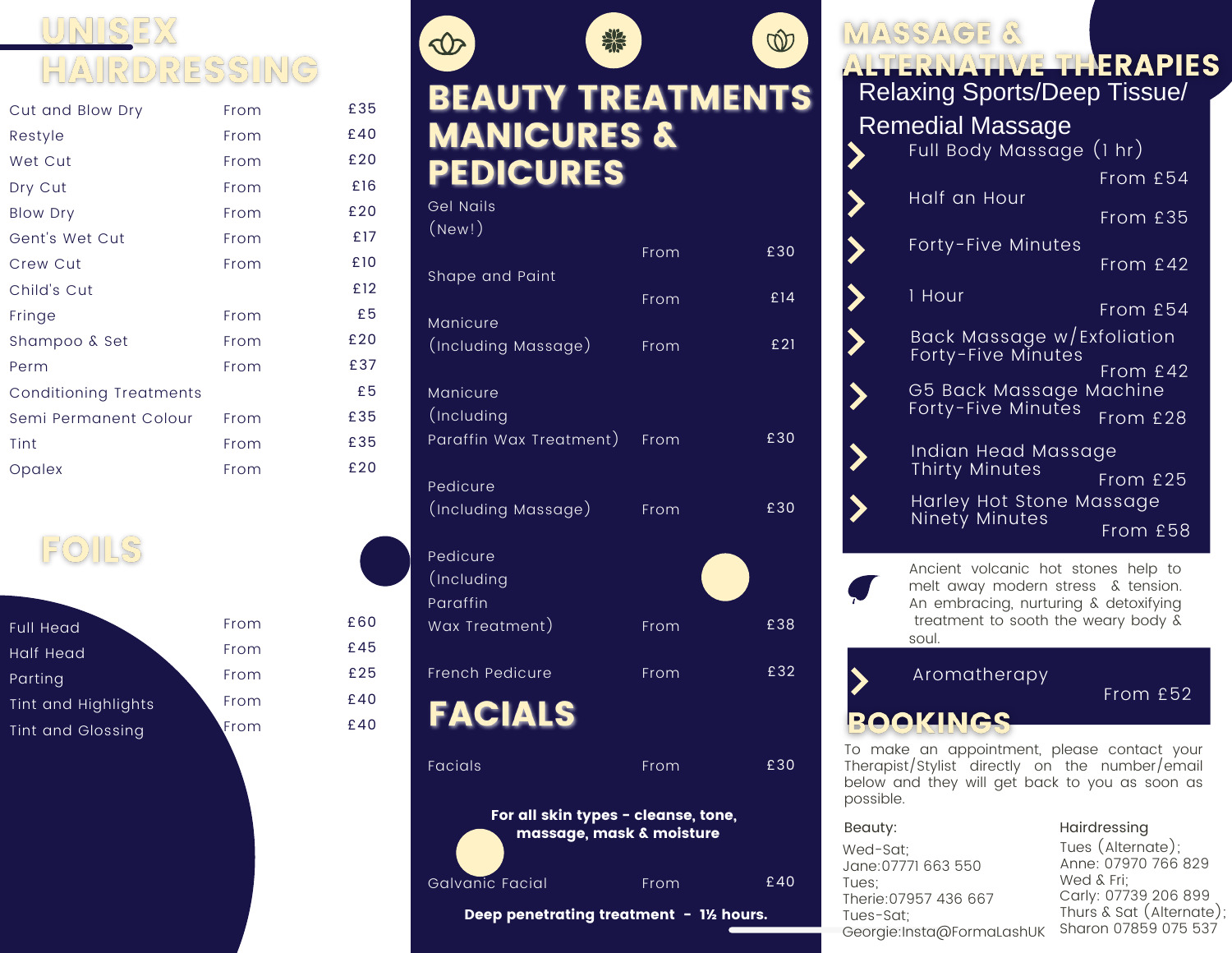# UNISEX HAIRDRESSING

| | | |
|---|---|---|
| Cut and Blow Dry | From | £35 |
| Restyle | From | £40 |
| Wet Cut | From | £20 |
| Dry Cut | From | £16 |
| Blow Dry | From | £20 |
| Gent's Wet Cut | From | £17 |
| Crew Cut | From | £10 |
| Child's Cut | | £12 |
| Fringe | From | £5 |
| Shampoo & Set | From | £20 |
| Perm | From | £37 |
| Conditioning Treatments | | £5 |
| Semi Permanent Colour | From | £35 |
| Tint | From | £35 |
| Opalex | From | £20 |

# FOILS

| | | |
|---|---|---|
| Full Head | From | £60 |
| Half Head | From | £45 |
| Parting | From | £25 |
| Tint and Highlights | From | £40 |
| Tint and Glossing | From | £40 |

# BEAUTY TREATMENTS MANICURES & PEDICURES

| | | |
|---|---|---|
| Gel Nails (New!) | From | £30 |
| Shape and Paint | From | £14 |
| Manicure (Including Massage) | From | £21 |
| Manicure (Including Paraffin Wax Treatment) | From | £30 |
| Pedicure (Including Massage) | From | £30 |
| Pedicure (Including Paraffin Wax Treatment) | From | £38 |
| French Pedicure | From | £32 |

# FACIALS

| | | |
|---|---|---|
| Facials | From | £30 |

**For all skin types - cleanse, tone, massage, mask & moisture**

| | | |
|---|---|---|
| Galvanic Facial | From | £40 |

**Deep penetrating treatment - 1½ hours.**

# MASSAGE & ALTERNATIVE THERAPIES

Relaxing Sports/Deep Tissue/ Remedial Massage

- Full Body Massage (1 hr) — From £54
- Half an Hour — From £35
- Forty-Five Minutes — From £42
- 1 Hour — From £54
- Back Massage w/Exfoliation Forty-Five Minutes — From £42
- G5 Back Massage Machine Forty-Five Minutes — From £28
- Indian Head Massage Thirty Minutes — From £25
- Harley Hot Stone Massage Ninety Minutes — From £58

Ancient volcanic hot stones help to melt away modern stress & tension. An embracing, nurturing & detoxifying treatment to sooth the weary body & soul.

- Aromatherapy — From £52

# BOOKINGS

To make an appointment, please contact your Therapist/Stylist directly on the number/email below and they will get back to you as soon as possible.

Beauty:
Wed-Sat;
Jane:07771 663 550
Tues;
Therie:07957 436 667
Tues-Sat;
Georgie:Insta@FormaLashUK

Hairdressing
Tues (Alternate);
Anne: 07970 766 829
Wed & Fri;
Carly: 07739 206 899
Thurs & Sat (Alternate);
Sharon 07859 075 537